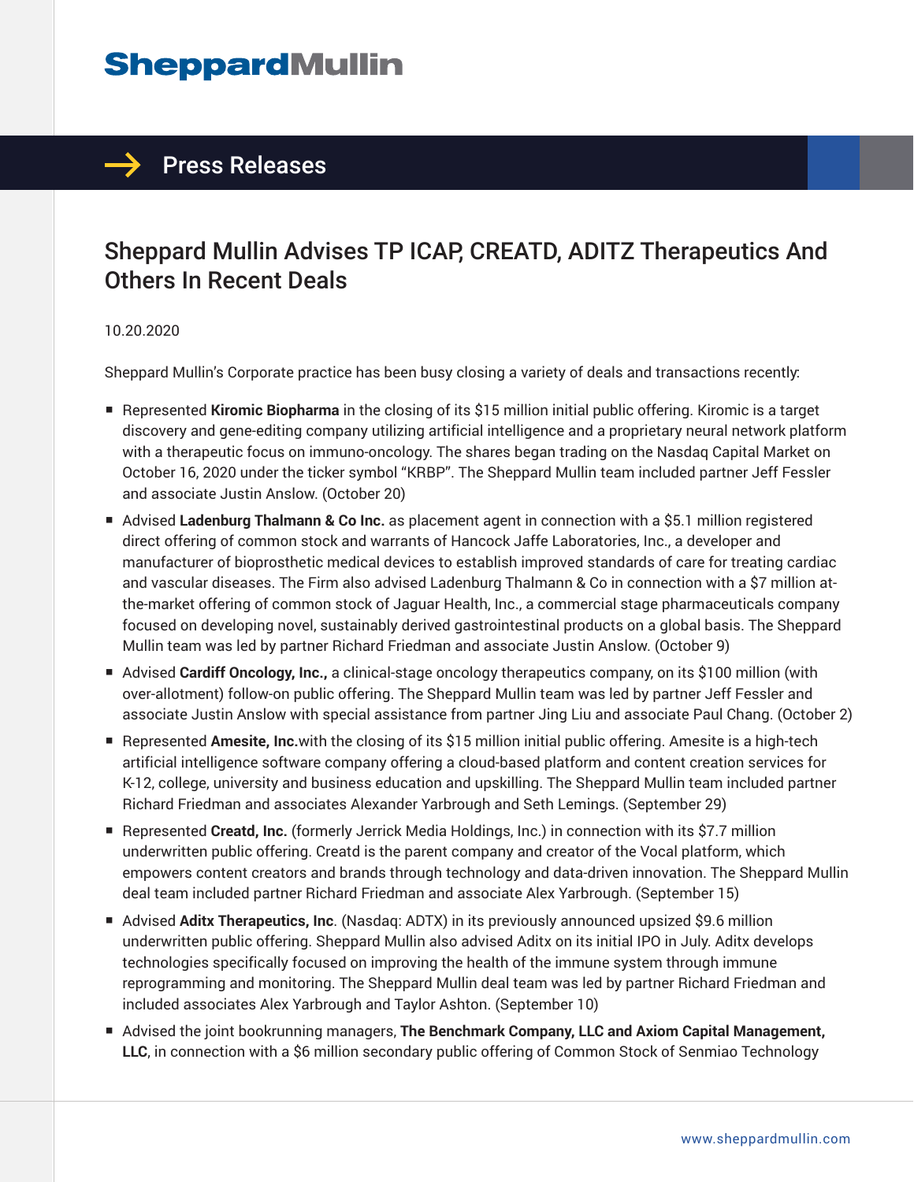# Sheppard Mullin

## Press Releases

# Sheppard Mullin Advises TP ICAP, CREATD, ADITZ Therapeutics And Others In Recent Deals

10.20.2020

Sheppard Mullin's Corporate practice has been busy closing a variety of deals and transactions recently:

- Represented **Kiromic Biopharma** in the closing of its $15 million initial public offering. Kiromic is a target discovery and gene-editing company utilizing artificial intelligence and a proprietary neural network platform with a therapeutic focus on immuno-oncology. The shares began trading on the Nasdaq Capital Market on October 16, 2020 under the ticker symbol "KRBP". The Sheppard Mullin team included partner Jeff Fessler and associate Justin Anslow. (October 20)
- Advised **Ladenburg Thalmann & Co Inc.** as placement agent in connection with a $5.1 million registered direct offering of common stock and warrants of Hancock Jaffe Laboratories, Inc., a developer and manufacturer of bioprosthetic medical devices to establish improved standards of care for treating cardiac and vascular diseases. The Firm also advised Ladenburg Thalmann & Co in connection with a $7 million at-the-market offering of common stock of Jaguar Health, Inc., a commercial stage pharmaceuticals company focused on developing novel, sustainably derived gastrointestinal products on a global basis. The Sheppard Mullin team was led by partner Richard Friedman and associate Justin Anslow. (October 9)
- Advised **Cardiff Oncology, Inc.,** a clinical-stage oncology therapeutics company, on its $100 million (with over-allotment) follow-on public offering. The Sheppard Mullin team was led by partner Jeff Fessler and associate Justin Anslow with special assistance from partner Jing Liu and associate Paul Chang. (October 2)
- Represented **Amesite, Inc.**with the closing of its $15 million initial public offering. Amesite is a high-tech artificial intelligence software company offering a cloud-based platform and content creation services for K-12, college, university and business education and upskilling. The Sheppard Mullin team included partner Richard Friedman and associates Alexander Yarbrough and Seth Lemings. (September 29)
- Represented **Creatd, Inc.** (formerly Jerrick Media Holdings, Inc.) in connection with its $7.7 million underwritten public offering. Creatd is the parent company and creator of the Vocal platform, which empowers content creators and brands through technology and data-driven innovation. The Sheppard Mullin deal team included partner Richard Friedman and associate Alex Yarbrough. (September 15)
- Advised **Aditx Therapeutics, Inc**. (Nasdaq: ADTX) in its previously announced upsized $9.6 million underwritten public offering. Sheppard Mullin also advised Aditx on its initial IPO in July. Aditx develops technologies specifically focused on improving the health of the immune system through immune reprogramming and monitoring. The Sheppard Mullin deal team was led by partner Richard Friedman and included associates Alex Yarbrough and Taylor Ashton. (September 10)
- Advised the joint bookrunning managers, **The Benchmark Company, LLC and Axiom Capital Management, LLC**, in connection with a $6 million secondary public offering of Common Stock of Senmiao Technology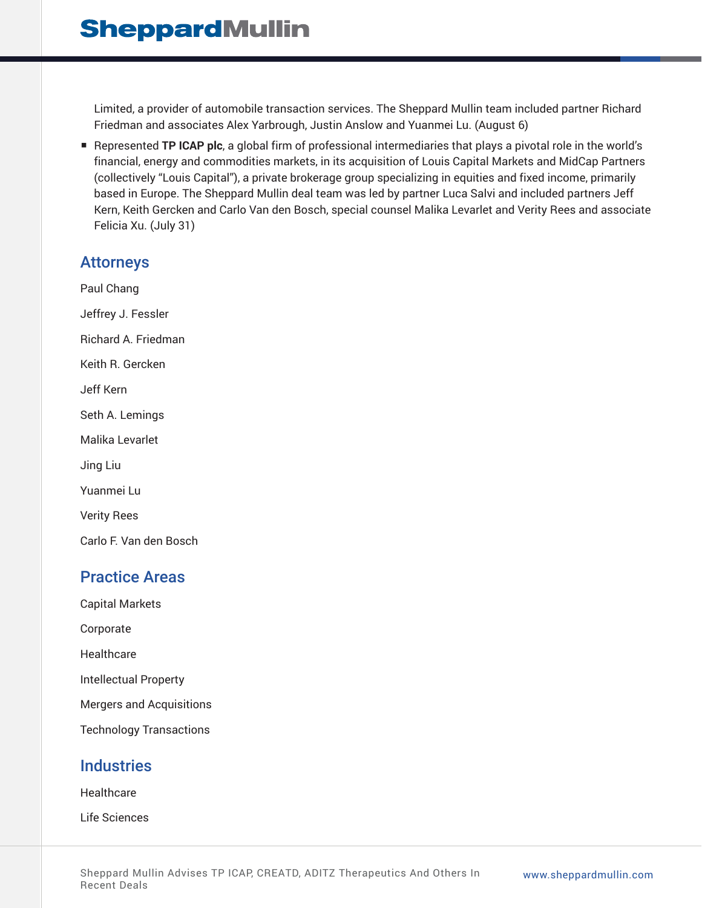Limited, a provider of automobile transaction services. The Sheppard Mullin team included partner Richard Friedman and associates Alex Yarbrough, Justin Anslow and Yuanmei Lu. (August 6)

- Represented **TP ICAP plc**, a global firm of professional intermediaries that plays a pivotal role in the world's financial, energy and commodities markets, in its acquisition of Louis Capital Markets and MidCap Partners (collectively "Louis Capital"), a private brokerage group specializing in equities and fixed income, primarily based in Europe. The Sheppard Mullin deal team was led by partner Luca Salvi and included partners Jeff Kern, Keith Gercken and Carlo Van den Bosch, special counsel Malika Levarlet and Verity Rees and associate Felicia Xu. (July 31)

## Attorneys

Paul Chang

Jeffrey J. Fessler

Richard A. Friedman

Keith R. Gercken

Jeff Kern

Seth A. Lemings

Malika Levarlet

Jing Liu

Yuanmei Lu

Verity Rees

Carlo F. Van den Bosch

## Practice Areas

Capital Markets

Corporate

Healthcare

Intellectual Property

Mergers and Acquisitions

Technology Transactions

## Industries

Healthcare

Life Sciences